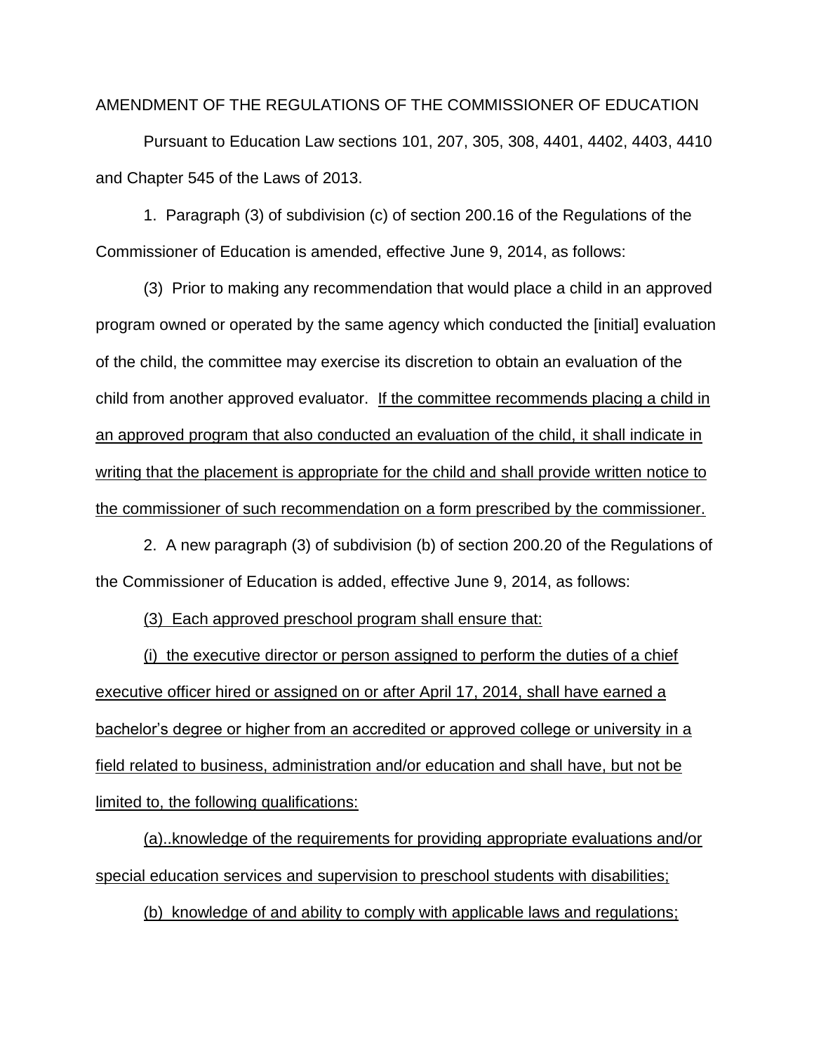AMENDMENT OF THE REGULATIONS OF THE COMMISSIONER OF EDUCATION

Pursuant to Education Law sections 101, 207, 305, 308, 4401, 4402, 4403, 4410 and Chapter 545 of the Laws of 2013.

1. Paragraph (3) of subdivision (c) of section 200.16 of the Regulations of the Commissioner of Education is amended, effective June 9, 2014, as follows:

(3) Prior to making any recommendation that would place a child in an approved program owned or operated by the same agency which conducted the [initial] evaluation of the child, the committee may exercise its discretion to obtain an evaluation of the child from another approved evaluator. <u>If the committee recommends placing a child in an approved program that also conducted an evaluation of the child, it shall indicate in writing that the placement is appropriate for the child and shall provide written notice to the commissioner of such recommendation on a form prescribed by the commissioner.</u>

2. A new paragraph (3) of subdivision (b) of section 200.20 of the Regulations of the Commissioner of Education is added, effective June 9, 2014, as follows:

<u>(3) Each approved preschool program shall ensure that:</u>

<u>(i) the executive director or person assigned to perform the duties of a chief executive officer hired or assigned on or after April 17, 2014, shall have earned a bachelor's degree or higher from an accredited or approved college or university in a field related to business, administration and/or education and shall have, but not be limited to, the following qualifications:</u>

<u>(a)..knowledge of the requirements for providing appropriate evaluations and/or special education services and supervision to preschool students with disabilities;</u>

<u>(b) knowledge of and ability to comply with applicable laws and regulations;</u>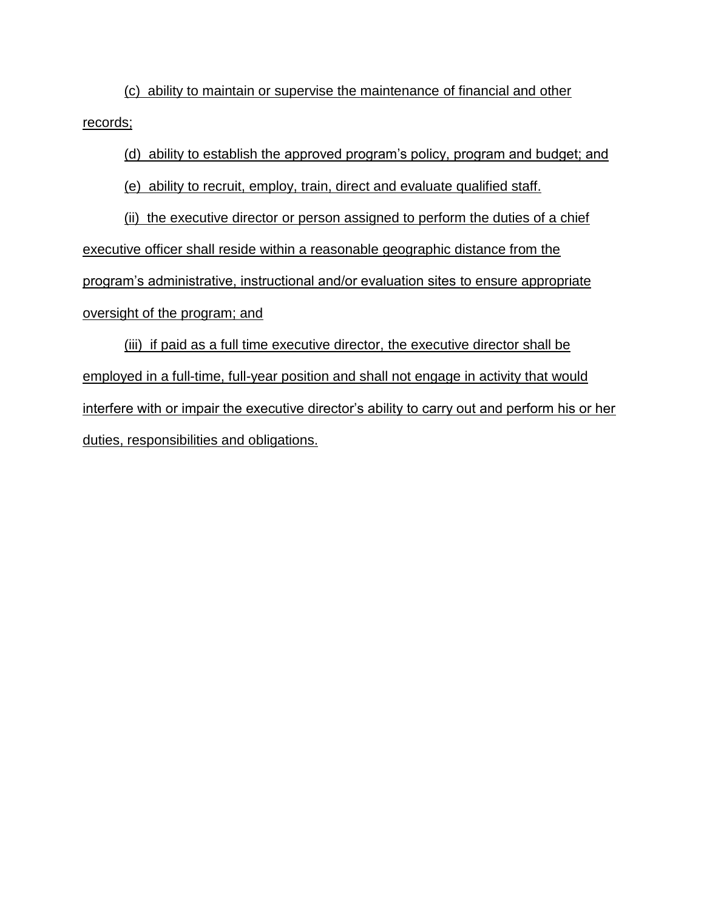(c) ability to maintain or supervise the maintenance of financial and other records;

(d) ability to establish the approved program's policy, program and budget; and

(e) ability to recruit, employ, train, direct and evaluate qualified staff.

(ii) the executive director or person assigned to perform the duties of a chief executive officer shall reside within a reasonable geographic distance from the program's administrative, instructional and/or evaluation sites to ensure appropriate oversight of the program; and

(iii) if paid as a full time executive director, the executive director shall be employed in a full-time, full-year position and shall not engage in activity that would interfere with or impair the executive director's ability to carry out and perform his or her duties, responsibilities and obligations.